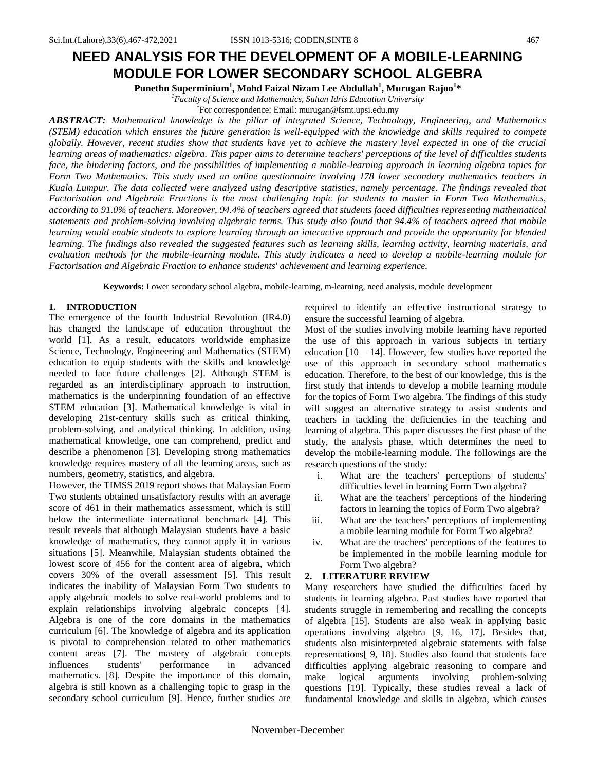# NEED ANALYSIS FOR THE DEVELOPMENT OF A MOBILE-LEARNING MODULE FOR LOWER SECONDARY SCHOOL ALGEBRA

**Punethn Superminium[1], Mohd Faizal Nizam Lee Abdullah[1], Murugan Rajoo[1]***

[1]*Faculty of Science and Mathematics, Sultan Idris Education University*

*For correspondence; Email: murugan@fsmt.upsi.edu.my

***ABSTRACT:*** *Mathematical knowledge is the pillar of integrated Science, Technology, Engineering, and Mathematics (STEM) education which ensures the future generation is well-equipped with the knowledge and skills required to compete globally. However, recent studies show that students have yet to achieve the mastery level expected in one of the crucial learning areas of mathematics: algebra. This paper aims to determine teachers' perceptions of the level of difficulties students face, the hindering factors, and the possibilities of implementing a mobile-learning approach in learning algebra topics for Form Two Mathematics. This study used an online questionnaire involving 178 lower secondary mathematics teachers in Kuala Lumpur. The data collected were analyzed using descriptive statistics, namely percentage. The findings revealed that Factorisation and Algebraic Fractions is the most challenging topic for students to master in Form Two Mathematics, according to 91.0% of teachers. Moreover, 94.4% of teachers agreed that students faced difficulties representing mathematical statements and problem-solving involving algebraic terms. This study also found that 94.4% of teachers agreed that mobile learning would enable students to explore learning through an interactive approach and provide the opportunity for blended learning. The findings also revealed the suggested features such as learning skills, learning activity, learning materials, and evaluation methods for the mobile-learning module. This study indicates a need to develop a mobile-learning module for Factorisation and Algebraic Fraction to enhance students' achievement and learning experience.*

**Keywords:** Lower secondary school algebra, mobile-learning, m-learning, need analysis, module development

## 1. INTRODUCTION

The emergence of the fourth Industrial Revolution (IR4.0) has changed the landscape of education throughout the world [1]. As a result, educators worldwide emphasize Science, Technology, Engineering and Mathematics (STEM) education to equip students with the skills and knowledge needed to face future challenges [2]. Although STEM is regarded as an interdisciplinary approach to instruction, mathematics is the underpinning foundation of an effective STEM education [3]. Mathematical knowledge is vital in developing 21st-century skills such as critical thinking, problem-solving, and analytical thinking. In addition, using mathematical knowledge, one can comprehend, predict and describe a phenomenon [3]. Developing strong mathematics knowledge requires mastery of all the learning areas, such as numbers, geometry, statistics, and algebra.

However, the TIMSS 2019 report shows that Malaysian Form Two students obtained unsatisfactory results with an average score of 461 in their mathematics assessment, which is still below the intermediate international benchmark [4]. This result reveals that although Malaysian students have a basic knowledge of mathematics, they cannot apply it in various situations [5]. Meanwhile, Malaysian students obtained the lowest score of 456 for the content area of algebra, which covers 30% of the overall assessment [5]. This result indicates the inability of Malaysian Form Two students to apply algebraic models to solve real-world problems and to explain relationships involving algebraic concepts [4]. Algebra is one of the core domains in the mathematics curriculum [6]. The knowledge of algebra and its application is pivotal to comprehension related to other mathematics content areas [7]. The mastery of algebraic concepts influences students' performance in advanced mathematics. [8]. Despite the importance of this domain, algebra is still known as a challenging topic to grasp in the secondary school curriculum [9]. Hence, further studies are required to identify an effective instructional strategy to ensure the successful learning of algebra.

Most of the studies involving mobile learning have reported the use of this approach in various subjects in tertiary education [10 – 14]. However, few studies have reported the use of this approach in secondary school mathematics education. Therefore, to the best of our knowledge, this is the first study that intends to develop a mobile learning module for the topics of Form Two algebra. The findings of this study will suggest an alternative strategy to assist students and teachers in tackling the deficiencies in the teaching and learning of algebra. This paper discusses the first phase of the study, the analysis phase, which determines the need to develop the mobile-learning module. The followings are the research questions of the study:

i. What are the teachers' perceptions of students' difficulties level in learning Form Two algebra?

ii. What are the teachers' perceptions of the hindering factors in learning the topics of Form Two algebra?

iii. What are the teachers' perceptions of implementing a mobile learning module for Form Two algebra?

iv. What are the teachers' perceptions of the features to be implemented in the mobile learning module for Form Two algebra?

## 2. LITERATURE REVIEW

Many researchers have studied the difficulties faced by students in learning algebra. Past studies have reported that students struggle in remembering and recalling the concepts of algebra [15]. Students are also weak in applying basic operations involving algebra [9, 16, 17]. Besides that, students also misinterpreted algebraic statements with false representations[ 9, 18]. Studies also found that students face difficulties applying algebraic reasoning to compare and make logical arguments involving problem-solving questions [19]. Typically, these studies reveal a lack of fundamental knowledge and skills in algebra, which causes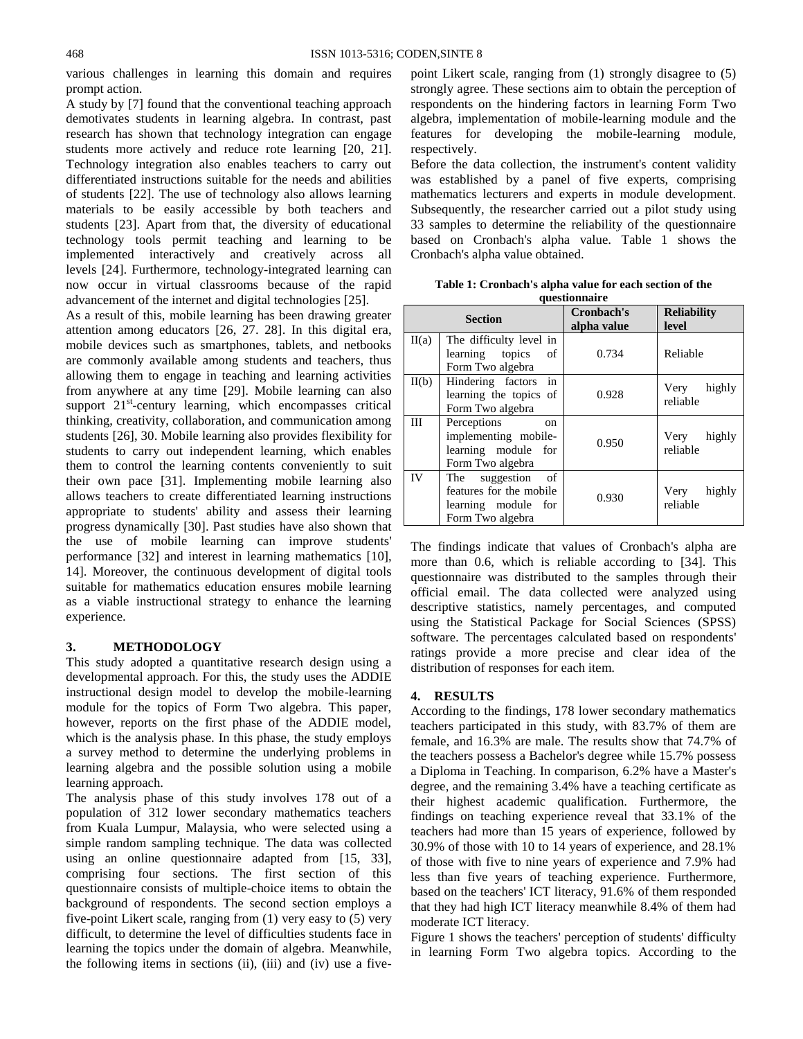various challenges in learning this domain and requires prompt action.

A study by [7] found that the conventional teaching approach demotivates students in learning algebra. In contrast, past research has shown that technology integration can engage students more actively and reduce rote learning [20, 21]. Technology integration also enables teachers to carry out differentiated instructions suitable for the needs and abilities of students [22]. The use of technology also allows learning materials to be easily accessible by both teachers and students [23]. Apart from that, the diversity of educational technology tools permit teaching and learning to be implemented interactively and creatively across all levels [24]. Furthermore, technology-integrated learning can now occur in virtual classrooms because of the rapid advancement of the internet and digital technologies [25].

As a result of this, mobile learning has been drawing greater attention among educators [26, 27. 28]. In this digital era, mobile devices such as smartphones, tablets, and netbooks are commonly available among students and teachers, thus allowing them to engage in teaching and learning activities from anywhere at any time [29]. Mobile learning can also support 21st-century learning, which encompasses critical thinking, creativity, collaboration, and communication among students [26], 30. Mobile learning also provides flexibility for students to carry out independent learning, which enables them to control the learning contents conveniently to suit their own pace [31]. Implementing mobile learning also allows teachers to create differentiated learning instructions appropriate to students' ability and assess their learning progress dynamically [30]. Past studies have also shown that the use of mobile learning can improve students' performance [32] and interest in learning mathematics [10], 14]. Moreover, the continuous development of digital tools suitable for mathematics education ensures mobile learning as a viable instructional strategy to enhance the learning experience.

## 3. METHODOLOGY

This study adopted a quantitative research design using a developmental approach. For this, the study uses the ADDIE instructional design model to develop the mobile-learning module for the topics of Form Two algebra. This paper, however, reports on the first phase of the ADDIE model, which is the analysis phase. In this phase, the study employs a survey method to determine the underlying problems in learning algebra and the possible solution using a mobile learning approach.

The analysis phase of this study involves 178 out of a population of 312 lower secondary mathematics teachers from Kuala Lumpur, Malaysia, who were selected using a simple random sampling technique. The data was collected using an online questionnaire adapted from [15, 33], comprising four sections. The first section of this questionnaire consists of multiple-choice items to obtain the background of respondents. The second section employs a five-point Likert scale, ranging from (1) very easy to (5) very difficult, to determine the level of difficulties students face in learning the topics under the domain of algebra. Meanwhile, the following items in sections (ii), (iii) and (iv) use a five-point Likert scale, ranging from (1) strongly disagree to (5) strongly agree. These sections aim to obtain the perception of respondents on the hindering factors in learning Form Two algebra, implementation of mobile-learning module and the features for developing the mobile-learning module, respectively.

Before the data collection, the instrument's content validity was established by a panel of five experts, comprising mathematics lecturers and experts in module development. Subsequently, the researcher carried out a pilot study using 33 samples to determine the reliability of the questionnaire based on Cronbach's alpha value. Table 1 shows the Cronbach's alpha value obtained.

**Table 1: Cronbach's alpha value for each section of the questionnaire**

| Section | | Cronbach's alpha value | Reliability level |
|---|---|---|---|
| II(a) | The difficulty level in learning topics of Form Two algebra | 0.734 | Reliable |
| II(b) | Hindering factors in learning the topics of Form Two algebra | 0.928 | Very highly reliable |
| III | Perceptions on implementing mobile-learning module for Form Two algebra | 0.950 | Very highly reliable |
| IV | The suggestion of features for the mobile learning module for Form Two algebra | 0.930 | Very highly reliable |

The findings indicate that values of Cronbach's alpha are more than 0.6, which is reliable according to [34]. This questionnaire was distributed to the samples through their official email. The data collected were analyzed using descriptive statistics, namely percentages, and computed using the Statistical Package for Social Sciences (SPSS) software. The percentages calculated based on respondents' ratings provide a more precise and clear idea of the distribution of responses for each item.

## 4. RESULTS

According to the findings, 178 lower secondary mathematics teachers participated in this study, with 83.7% of them are female, and 16.3% are male. The results show that 74.7% of the teachers possess a Bachelor's degree while 15.7% possess a Diploma in Teaching. In comparison, 6.2% have a Master's degree, and the remaining 3.4% have a teaching certificate as their highest academic qualification. Furthermore, the findings on teaching experience reveal that 33.1% of the teachers had more than 15 years of experience, followed by 30.9% of those with 10 to 14 years of experience, and 28.1% of those with five to nine years of experience and 7.9% had less than five years of teaching experience. Furthermore, based on the teachers' ICT literacy, 91.6% of them responded that they had high ICT literacy meanwhile 8.4% of them had moderate ICT literacy.

Figure 1 shows the teachers' perception of students' difficulty in learning Form Two algebra topics. According to the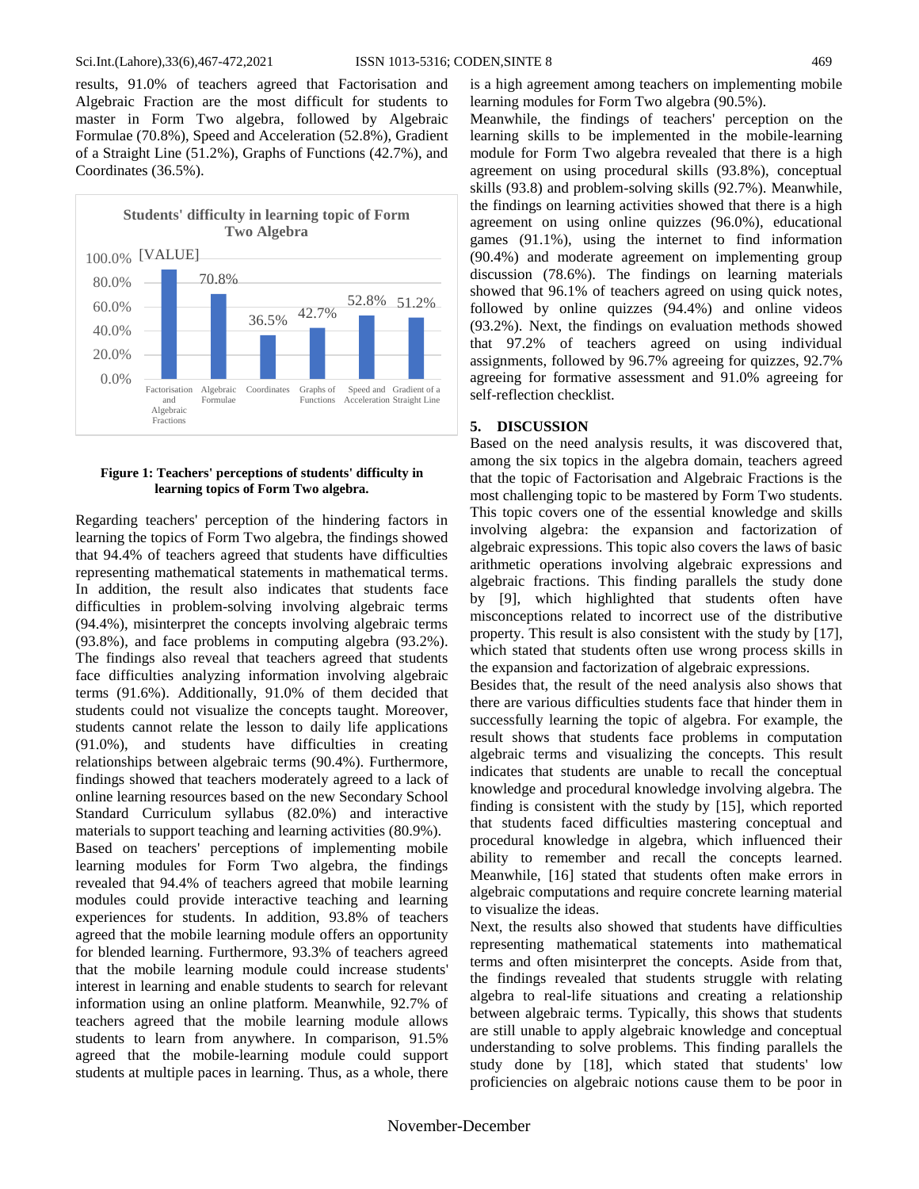results, 91.0% of teachers agreed that Factorisation and Algebraic Fraction are the most difficult for students to master in Form Two algebra, followed by Algebraic Formulae (70.8%), Speed and Acceleration (52.8%), Gradient of a Straight Line (51.2%), Graphs of Functions (42.7%), and Coordinates (36.5%).

| Topic | Students' difficulty in learning topic of Form Two Algebra |
|---|---|
| Factorisation and Algebraic Fractions | [VALUE] |
| Algebraic Formulae | 70.8% |
| Coordinates | 36.5% |
| Graphs of Functions | 42.7% |
| Speed and Acceleration | 52.8% |
| Gradient of a Straight Line | 51.2% |

**Figure 1: Teachers' perceptions of students' difficulty in learning topics of Form Two algebra.**

Regarding teachers' perception of the hindering factors in learning the topics of Form Two algebra, the findings showed that 94.4% of teachers agreed that students have difficulties representing mathematical statements in mathematical terms. In addition, the result also indicates that students face difficulties in problem-solving involving algebraic terms (94.4%), misinterpret the concepts involving algebraic terms (93.8%), and face problems in computing algebra (93.2%). The findings also reveal that teachers agreed that students face difficulties analyzing information involving algebraic terms (91.6%). Additionally, 91.0% of them decided that students could not visualize the concepts taught. Moreover, students cannot relate the lesson to daily life applications (91.0%), and students have difficulties in creating relationships between algebraic terms (90.4%). Furthermore, findings showed that teachers moderately agreed to a lack of online learning resources based on the new Secondary School Standard Curriculum syllabus (82.0%) and interactive materials to support teaching and learning activities (80.9%).

Based on teachers' perceptions of implementing mobile learning modules for Form Two algebra, the findings revealed that 94.4% of teachers agreed that mobile learning modules could provide interactive teaching and learning experiences for students. In addition, 93.8% of teachers agreed that the mobile learning module offers an opportunity for blended learning. Furthermore, 93.3% of teachers agreed that the mobile learning module could increase students' interest in learning and enable students to search for relevant information using an online platform. Meanwhile, 92.7% of teachers agreed that the mobile learning module allows students to learn from anywhere. In comparison, 91.5% agreed that the mobile-learning module could support students at multiple paces in learning. Thus, as a whole, there is a high agreement among teachers on implementing mobile learning modules for Form Two algebra (90.5%).

Meanwhile, the findings of teachers' perception on the learning skills to be implemented in the mobile-learning module for Form Two algebra revealed that there is a high agreement on using procedural skills (93.8%), conceptual skills (93.8) and problem-solving skills (92.7%). Meanwhile, the findings on learning activities showed that there is a high agreement on using online quizzes (96.0%), educational games (91.1%), using the internet to find information (90.4%) and moderate agreement on implementing group discussion (78.6%). The findings on learning materials showed that 96.1% of teachers agreed on using quick notes, followed by online quizzes (94.4%) and online videos (93.2%). Next, the findings on evaluation methods showed that 97.2% of teachers agreed on using individual assignments, followed by 96.7% agreeing for quizzes, 92.7% agreeing for formative assessment and 91.0% agreeing for self-reflection checklist.

## 5. DISCUSSION

Based on the need analysis results, it was discovered that, among the six topics in the algebra domain, teachers agreed that the topic of Factorisation and Algebraic Fractions is the most challenging topic to be mastered by Form Two students. This topic covers one of the essential knowledge and skills involving algebra: the expansion and factorization of algebraic expressions. This topic also covers the laws of basic arithmetic operations involving algebraic expressions and algebraic fractions. This finding parallels the study done by [9], which highlighted that students often have misconceptions related to incorrect use of the distributive property. This result is also consistent with the study by [17], which stated that students often use wrong process skills in the expansion and factorization of algebraic expressions.

Besides that, the result of the need analysis also shows that there are various difficulties students face that hinder them in successfully learning the topic of algebra. For example, the result shows that students face problems in computation algebraic terms and visualizing the concepts. This result indicates that students are unable to recall the conceptual knowledge and procedural knowledge involving algebra. The finding is consistent with the study by [15], which reported that students faced difficulties mastering conceptual and procedural knowledge in algebra, which influenced their ability to remember and recall the concepts learned. Meanwhile, [16] stated that students often make errors in algebraic computations and require concrete learning material to visualize the ideas.

Next, the results also showed that students have difficulties representing mathematical statements into mathematical terms and often misinterpret the concepts. Aside from that, the findings revealed that students struggle with relating algebra to real-life situations and creating a relationship between algebraic terms. Typically, this shows that students are still unable to apply algebraic knowledge and conceptual understanding to solve problems. This finding parallels the study done by [18], which stated that students' low proficiencies on algebraic notions cause them to be poor in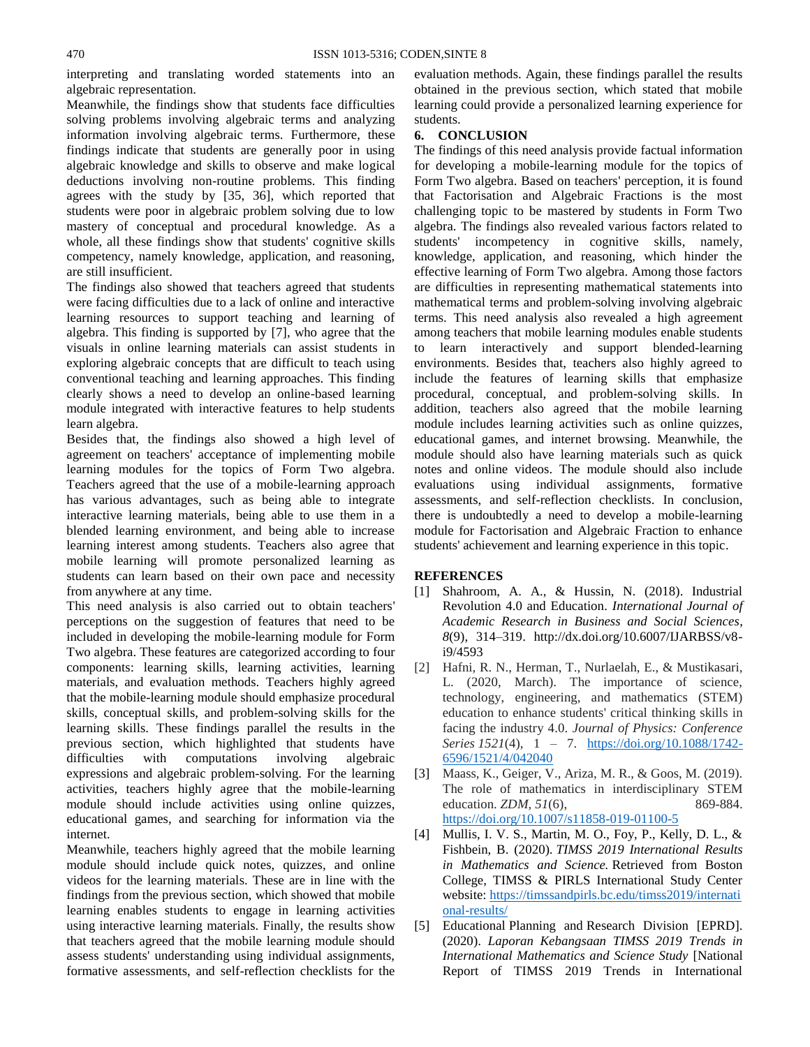interpreting and translating worded statements into an algebraic representation.

Meanwhile, the findings show that students face difficulties solving problems involving algebraic terms and analyzing information involving algebraic terms. Furthermore, these findings indicate that students are generally poor in using algebraic knowledge and skills to observe and make logical deductions involving non-routine problems. This finding agrees with the study by [35, 36], which reported that students were poor in algebraic problem solving due to low mastery of conceptual and procedural knowledge. As a whole, all these findings show that students' cognitive skills competency, namely knowledge, application, and reasoning, are still insufficient.

The findings also showed that teachers agreed that students were facing difficulties due to a lack of online and interactive learning resources to support teaching and learning of algebra. This finding is supported by [7], who agree that the visuals in online learning materials can assist students in exploring algebraic concepts that are difficult to teach using conventional teaching and learning approaches. This finding clearly shows a need to develop an online-based learning module integrated with interactive features to help students learn algebra.

Besides that, the findings also showed a high level of agreement on teachers' acceptance of implementing mobile learning modules for the topics of Form Two algebra. Teachers agreed that the use of a mobile-learning approach has various advantages, such as being able to integrate interactive learning materials, being able to use them in a blended learning environment, and being able to increase learning interest among students. Teachers also agree that mobile learning will promote personalized learning as students can learn based on their own pace and necessity from anywhere at any time.

This need analysis is also carried out to obtain teachers' perceptions on the suggestion of features that need to be included in developing the mobile-learning module for Form Two algebra. These features are categorized according to four components: learning skills, learning activities, learning materials, and evaluation methods. Teachers highly agreed that the mobile-learning module should emphasize procedural skills, conceptual skills, and problem-solving skills for the learning skills. These findings parallel the results in the previous section, which highlighted that students have difficulties with computations involving algebraic expressions and algebraic problem-solving. For the learning activities, teachers highly agree that the mobile-learning module should include activities using online quizzes, educational games, and searching for information via the internet.

Meanwhile, teachers highly agreed that the mobile learning module should include quick notes, quizzes, and online videos for the learning materials. These are in line with the findings from the previous section, which showed that mobile learning enables students to engage in learning activities using interactive learning materials. Finally, the results show that teachers agreed that the mobile learning module should assess students' understanding using individual assignments, formative assessments, and self-reflection checklists for the evaluation methods. Again, these findings parallel the results obtained in the previous section, which stated that mobile learning could provide a personalized learning experience for students.

## 6. CONCLUSION

The findings of this need analysis provide factual information for developing a mobile-learning module for the topics of Form Two algebra. Based on teachers' perception, it is found that Factorisation and Algebraic Fractions is the most challenging topic to be mastered by students in Form Two algebra. The findings also revealed various factors related to students' incompetency in cognitive skills, namely, knowledge, application, and reasoning, which hinder the effective learning of Form Two algebra. Among those factors are difficulties in representing mathematical statements into mathematical terms and problem-solving involving algebraic terms. This need analysis also revealed a high agreement among teachers that mobile learning modules enable students to learn interactively and support blended-learning environments. Besides that, teachers also highly agreed to include the features of learning skills that emphasize procedural, conceptual, and problem-solving skills. In addition, teachers also agreed that the mobile learning module includes learning activities such as online quizzes, educational games, and internet browsing. Meanwhile, the module should also have learning materials such as quick notes and online videos. The module should also include evaluations using individual assignments, formative assessments, and self-reflection checklists. In conclusion, there is undoubtedly a need to develop a mobile-learning module for Factorisation and Algebraic Fraction to enhance students' achievement and learning experience in this topic.

## REFERENCES

[1] Shahroom, A. A., & Hussin, N. (2018). Industrial Revolution 4.0 and Education. *International Journal of Academic Research in Business and Social Sciences*, *8*(9), 314–319. http://dx.doi.org/10.6007/IJARBSS/v8-i9/4593

[2] Hafni, R. N., Herman, T., Nurlaelah, E., & Mustikasari, L. (2020, March). The importance of science, technology, engineering, and mathematics (STEM) education to enhance students' critical thinking skills in facing the industry 4.0. *Journal of Physics: Conference Series 1521*(4), 1 – 7. https://doi.org/10.1088/1742-6596/1521/4/042040

[3] Maass, K., Geiger, V., Ariza, M. R., & Goos, M. (2019). The role of mathematics in interdisciplinary STEM education. *ZDM*, *51*(6), 869-884. https://doi.org/10.1007/s11858-019-01100-5

[4] Mullis, I. V. S., Martin, M. O., Foy, P., Kelly, D. L., & Fishbein, B. (2020). *TIMSS 2019 International Results in Mathematics and Science.* Retrieved from Boston College, TIMSS & PIRLS International Study Center website: https://timssandpirls.bc.edu/timss2019/international-results/

[5] Educational Planning and Research Division [EPRD]. (2020). *Laporan Kebangsaan TIMSS 2019 Trends in International Mathematics and Science Study* [National Report of TIMSS 2019 Trends in International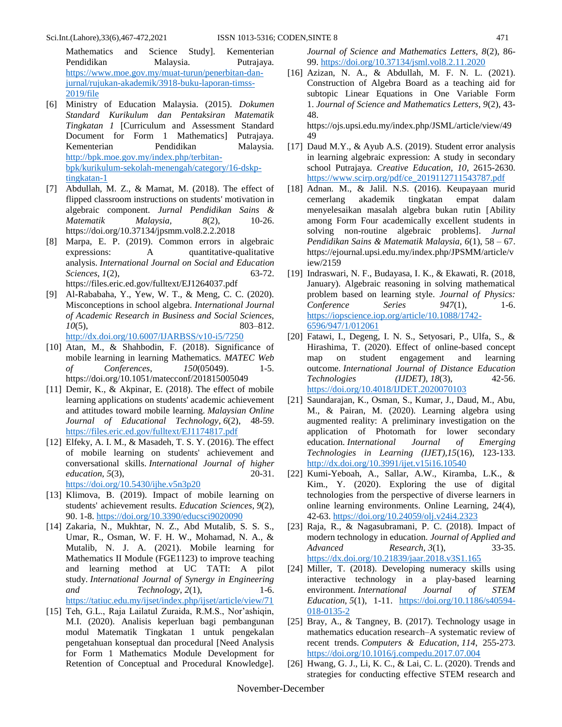Mathematics and Science Study]. Kementerian Pendidikan Malaysia. Putrajaya. https://www.moe.gov.my/muat-turun/penerbitan-dan-jurnal/rujukan-akademik/3918-buku-laporan-timss-2019/file

[6] Ministry of Education Malaysia. (2015). *Dokumen Standard Kurikulum dan Pentaksiran Matematik Tingkatan 1* [Curriculum and Assessment Standard Document for Form 1 Mathematics] Putrajaya. Kementerian Pendidikan Malaysia. http://bpk.moe.gov.my/index.php/terbitan-bpk/kurikulum-sekolah-menengah/category/16-dskp-tingkatan-1

[7] Abdullah, M. Z., & Mamat, M. (2018). The effect of flipped classroom instructions on students' motivation in algebraic component. *Jurnal Pendidikan Sains & Matematik Malaysia*, *8*(2), 10-26. https://doi.org/10.37134/jpsmm.vol8.2.2.2018

[8] Marpa, E. P. (2019). Common errors in algebraic expressions: A quantitative-qualitative analysis. *International Journal on Social and Education Sciences*, *1*(2), 63-72. https://files.eric.ed.gov/fulltext/EJ1264037.pdf

[9] Al-Rababaha, Y., Yew, W. T., & Meng, C. C. (2020). Misconceptions in school algebra. *International Journal of Academic Research in Business and Social Sciences, 10*(5), 803–812. http://dx.doi.org/10.6007/IJARBSS/v10-i5/7250

[10] Atan, M., & Shahbodin, F. (2018). Significance of mobile learning in learning Mathematics. *MATEC Web of Conferences*, *150*(05049). 1-5. https://doi.org/10.1051/matecconf/201815005049

[11] Demir, K., & Akpinar, E. (2018). The effect of mobile learning applications on students' academic achievement and attitudes toward mobile learning. *Malaysian Online Journal of Educational Technology*, *6*(2), 48-59. https://files.eric.ed.gov/fulltext/EJ1174817.pdf

[12] Elfeky, A. I. M. & Masadeh, T. S. Y. (2016). The effect of mobile learning on students' achievement and conversational skills. *International Journal of higher education*, *5*(3), 20-31. https://doi.org/10.5430/ijhe.v5n3p20

[13] Klimova, B. (2019). Impact of mobile learning on students' achievement results. *Education Sciences*, *9*(2), 90. 1-8. https://doi.org/10.3390/educsci9020090

[14] Zakaria, N., Mukhtar, N. Z., Abd Mutalib, S. S. S., Umar, R., Osman, W. F. H. W., Mohamad, N. A., & Mutalib, N. J. A. (2021). Mobile learning for Mathematics II Module (FGE1123) to improve teaching and learning method at UC TATI: A pilot study. *International Journal of Synergy in Engineering and Technology*, *2*(1), 1-6. https://tatiuc.edu.my/ijset/index.php/ijset/article/view/71

[15] Teh, G.L., Raja Lailatul Zuraida, R.M.S., Nor'ashiqin, M.I. (2020). Analisis keperluan bagi pembangunan modul Matematik Tingkatan 1 untuk pengekalan pengetahuan konseptual dan procedural [Need Analysis for Form 1 Mathematics Module Development for Retention of Conceptual and Procedural Knowledge]. *Journal of Science and Mathematics Letters*, *8*(2), 86-99. https://doi.org/10.37134/jsml.vol8.2.11.2020

[16] Azizan, N. A., & Abdullah, M. F. N. L. (2021). Construction of Algebra Board as a teaching aid for subtopic Linear Equations in One Variable Form 1. *Journal of Science and Mathematics Letters*, *9*(2), 43-48. https://ojs.upsi.edu.my/index.php/JSML/article/view/4949

[17] Daud M.Y., & Ayub A.S. (2019). Student error analysis in learning algebraic expression: A study in secondary school Putrajaya. *Creative Education, 10*, 2615-2630. https://www.scirp.org/pdf/ce_2019112711543787.pdf

[18] Adnan. M., & Jalil. N.S. (2016). Keupayaan murid cemerlang akademik tingkatan empat dalam menyelesaikan masalah algebra bukan rutin [Ability among Form Four academically excellent students in solving non-routine algebraic problems]. *Jurnal Pendidikan Sains & Matematik Malaysia*, *6*(1), 58 – 67. https://ejournal.upsi.edu.my/index.php/JPSMM/article/view/2159

[19] Indraswari, N. F., Budayasa, I. K., & Ekawati, R. (2018, January). Algebraic reasoning in solving mathematical problem based on learning style. *Journal of Physics: Conference Series 947*(1), 1-6. https://iopscience.iop.org/article/10.1088/1742-6596/947/1/012061

[20] Fatawi, I., Degeng, I. N. S., Setyosari, P., Ulfa, S., & Hirashima, T. (2020). Effect of online-based concept map on student engagement and learning outcome. *International Journal of Distance Education Technologies (IJDET)*, *18*(3), 42-56. https://doi.org/10.4018/IJDET.2020070103

[21] Saundarajan, K., Osman, S., Kumar, J., Daud, M., Abu, M., & Pairan, M. (2020). Learning algebra using augmented reality: A preliminary investigation on the application of Photomath for lower secondary education. *International Journal of Emerging Technologies in Learning (IJET)*,*15*(16), 123-133. http://dx.doi.org/10.3991/ijet.v15i16.10540

[22] Kumi-Yeboah, A., Sallar, A.W., Kiramba, L.K., & Kim., Y. (2020). Exploring the use of digital technologies from the perspective of diverse learners in online learning environments. Online Learning, 24(4), 42-63. https://doi.org/10.24059/olj.v24i4.2323

[23] Raja, R., & Nagasubramani, P. C. (2018). Impact of modern technology in education. *Journal of Applied and Advanced Research*, *3*(1), 33-35. https://dx.doi.org/10.21839/jaar.2018.v3S1.165

[24] Miller, T. (2018). Developing numeracy skills using interactive technology in a play-based learning environment. *International Journal of STEM Education*, *5*(1), 1-11. https://doi.org/10.1186/s40594-018-0135-2

[25] Bray, A., & Tangney, B. (2017). Technology usage in mathematics education research–A systematic review of recent trends. *Computers & Education*, *114*, 255-273. https://doi.org/10.1016/j.compedu.2017.07.004

[26] Hwang, G. J., Li, K. C., & Lai, C. L. (2020). Trends and strategies for conducting effective STEM research and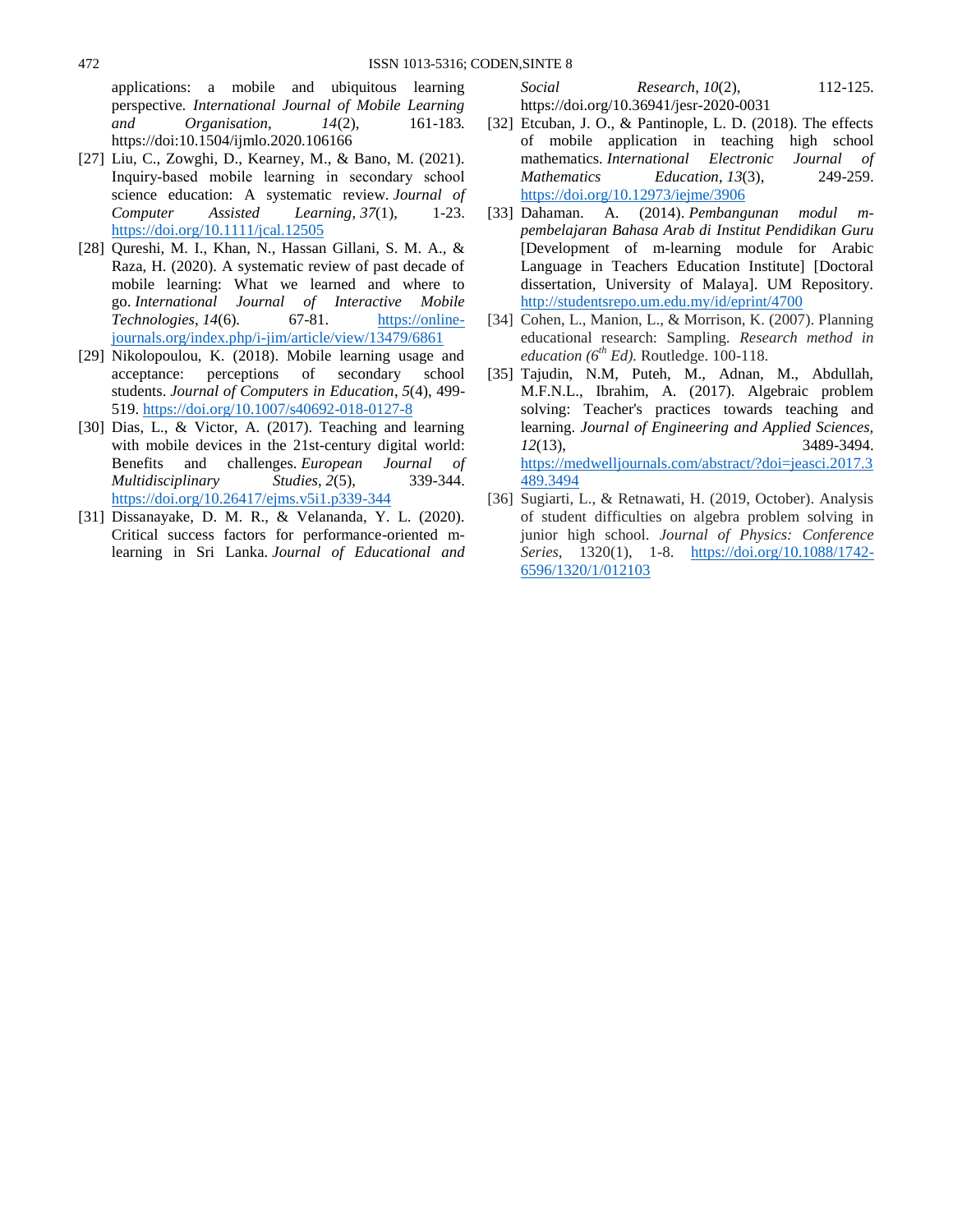applications: a mobile and ubiquitous learning perspective. *International Journal of Mobile Learning and Organisation, 14*(2), 161-183. https://doi:10.1504/ijmlo.2020.106166

[27] Liu, C., Zowghi, D., Kearney, M., & Bano, M. (2021). Inquiry-based mobile learning in secondary school science education: A systematic review. *Journal of Computer Assisted Learning, 37*(1), 1-23. https://doi.org/10.1111/jcal.12505

[28] Qureshi, M. I., Khan, N., Hassan Gillani, S. M. A., & Raza, H. (2020). A systematic review of past decade of mobile learning: What we learned and where to go. *International Journal of Interactive Mobile Technologies*, *14*(6). 67-81. https://online-journals.org/index.php/i-jim/article/view/13479/6861

[29] Nikolopoulou, K. (2018). Mobile learning usage and acceptance: perceptions of secondary school students. *Journal of Computers in Education*, *5*(4), 499-519. https://doi.org/10.1007/s40692-018-0127-8

[30] Dias, L., & Victor, A. (2017). Teaching and learning with mobile devices in the 21st-century digital world: Benefits and challenges. *European Journal of Multidisciplinary Studies*, *2*(5), 339-344. https://doi.org/10.26417/ejms.v5i1.p339-344

[31] Dissanayake, D. M. R., & Velananda, Y. L. (2020). Critical success factors for performance-oriented m-learning in Sri Lanka. *Journal of Educational and Social Research*, *10*(2), 112-125. https://doi.org/10.36941/jesr-2020-0031

[32] Etcuban, J. O., & Pantinople, L. D. (2018). The effects of mobile application in teaching high school mathematics. *International Electronic Journal of Mathematics Education*, *13*(3), 249-259. https://doi.org/10.12973/iejme/3906

[33] Dahaman. A. (2014). *Pembangunan modul m-pembelajaran Bahasa Arab di Institut Pendidikan Guru* [Development of m-learning module for Arabic Language in Teachers Education Institute] [Doctoral dissertation, University of Malaya]. UM Repository. http://studentsrepo.um.edu.my/id/eprint/4700

[34] Cohen, L., Manion, L., & Morrison, K. (2007). Planning educational research: Sampling. *Research method in education (6th Ed).* Routledge. 100-118.

[35] Tajudin, N.M, Puteh, M., Adnan, M., Abdullah, M.F.N.L., Ibrahim, A. (2017). Algebraic problem solving: Teacher's practices towards teaching and learning. *Journal of Engineering and Applied Sciences, 12*(13), 3489-3494. https://medwelljournals.com/abstract/?doi=jeasci.2017.3489.3494

[36] Sugiarti, L., & Retnawati, H. (2019, October). Analysis of student difficulties on algebra problem solving in junior high school. *Journal of Physics: Conference Series*, 1320(1), 1-8. https://doi.org/10.1088/1742-6596/1320/1/012103